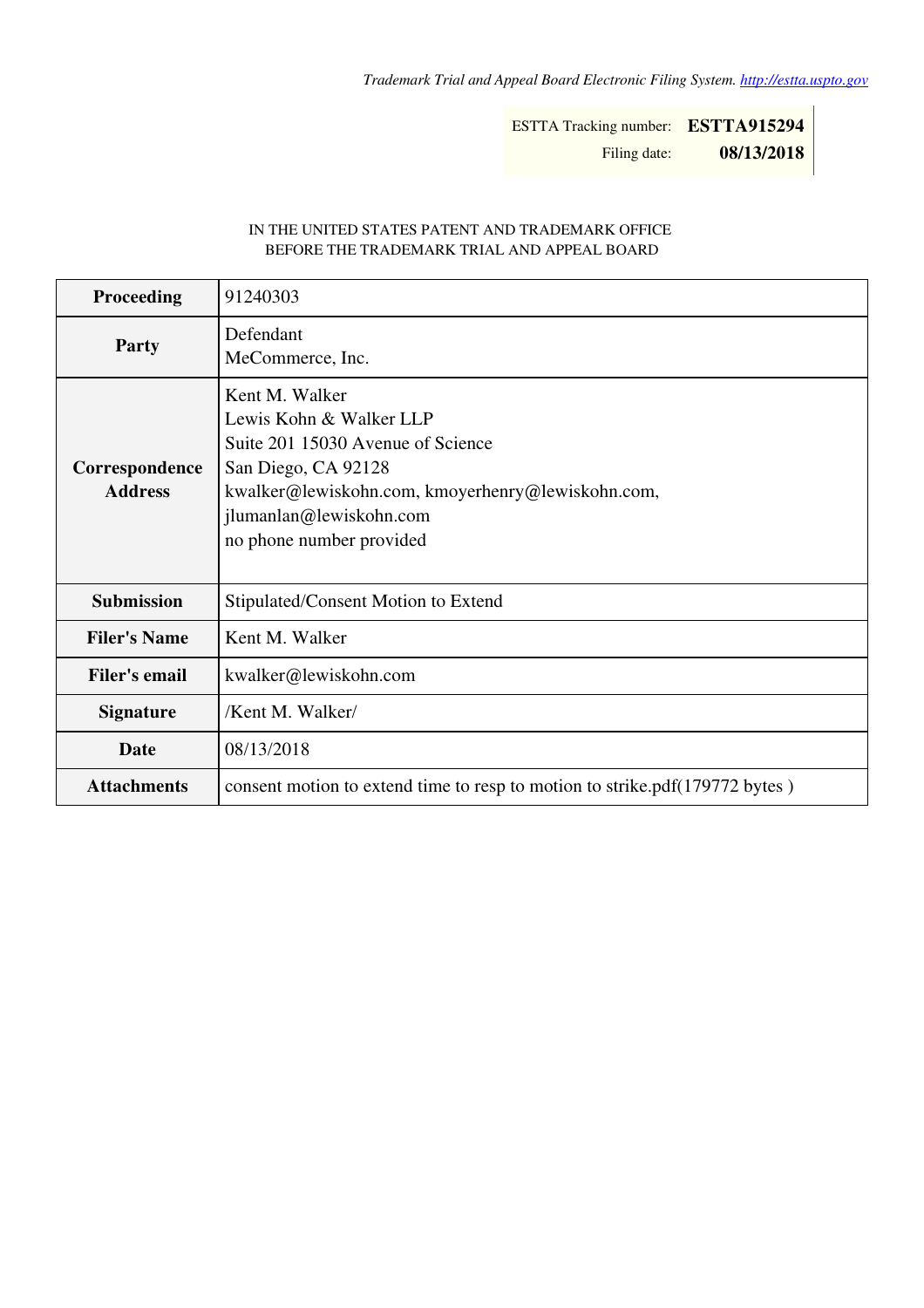*Trademark Trial and Appeal Board Electronic Filing System. http://estta.uspto.gov*

| | |
|---|---|
| ESTTA Tracking number: | **ESTTA915294** |
| Filing date: | **08/13/2018** |

IN THE UNITED STATES PATENT AND TRADEMARK OFFICE
BEFORE THE TRADEMARK TRIAL AND APPEAL BOARD

| | |
|---|---|
| **Proceeding** | 91240303 |
| **Party** | Defendant<br>MeCommerce, Inc. |
| **Correspondence Address** | Kent M. Walker<br>Lewis Kohn & Walker LLP<br>Suite 201 15030 Avenue of Science<br>San Diego, CA 92128<br>kwalker@lewiskohn.com, kmoyerhenry@lewiskohn.com, jlumanlan@lewiskohn.com<br>no phone number provided |
| **Submission** | Stipulated/Consent Motion to Extend |
| **Filer's Name** | Kent M. Walker |
| **Filer's email** | kwalker@lewiskohn.com |
| **Signature** | /Kent M. Walker/ |
| **Date** | 08/13/2018 |
| **Attachments** | consent motion to extend time to resp to motion to strike.pdf(179772 bytes ) |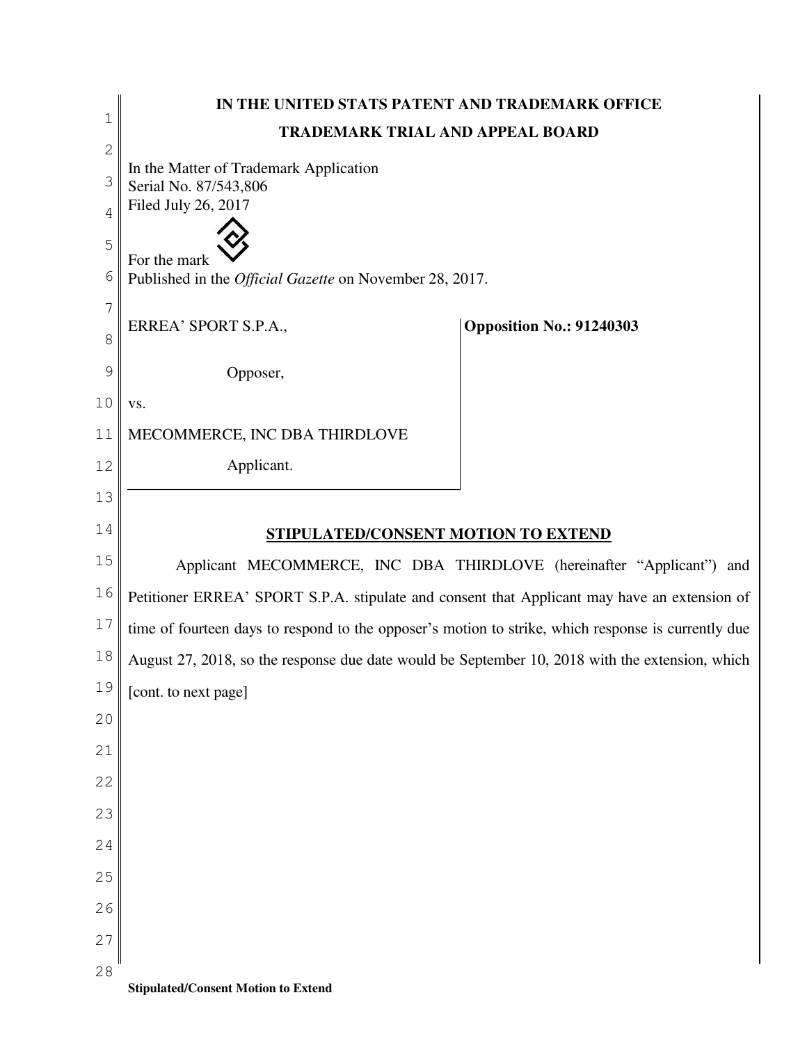**IN THE UNITED STATS PATENT AND TRADEMARK OFFICE**

**TRADEMARK TRIAL AND APPEAL BOARD**

In the Matter of Trademark Application
Serial No. 87/543,806
Filed July 26, 2017

For the mark

Published in the *Official Gazette* on November 28, 2017.

| | |
|---|---|
| ERREA' SPORT S.P.A., <br><br> Opposer, <br><br> vs. <br><br> MECOMMERCE, INC DBA THIRDLOVE <br><br> Applicant. | **Opposition No.: 91240303** |

**STIPULATED/CONSENT MOTION TO EXTEND**

Applicant MECOMMERCE, INC DBA THIRDLOVE (hereinafter "Applicant") and Petitioner ERREA' SPORT S.P.A. stipulate and consent that Applicant may have an extension of time of fourteen days to respond to the opposer's motion to strike, which response is currently due August 27, 2018, so the response due date would be September 10, 2018 with the extension, which [cont. to next page]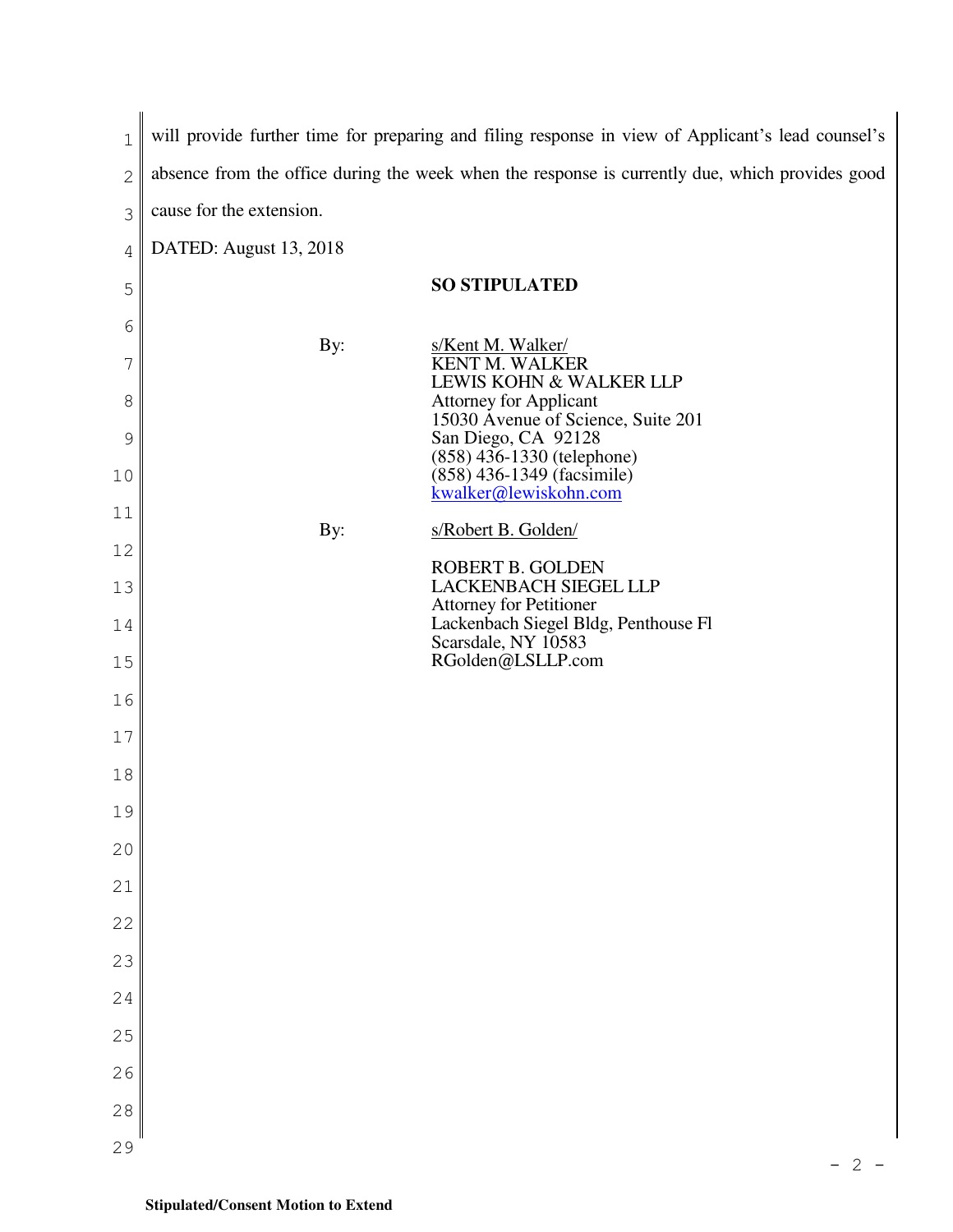will provide further time for preparing and filing response in view of Applicant's lead counsel's absence from the office during the week when the response is currently due, which provides good cause for the extension.

DATED: August 13, 2018

**SO STIPULATED**

By: s/Kent M. Walker/
KENT M. WALKER
LEWIS KOHN & WALKER LLP
Attorney for Applicant
15030 Avenue of Science, Suite 201
San Diego, CA 92128
(858) 436-1330 (telephone)
(858) 436-1349 (facsimile)
kwalker@lewiskohn.com

By: s/Robert B. Golden/

ROBERT B. GOLDEN
LACKENBACH SIEGEL LLP
Attorney for Petitioner
Lackenbach Siegel Bldg, Penthouse Fl
Scarsdale, NY 10583
RGolden@LSLLP.com

**Stipulated/Consent Motion to Extend**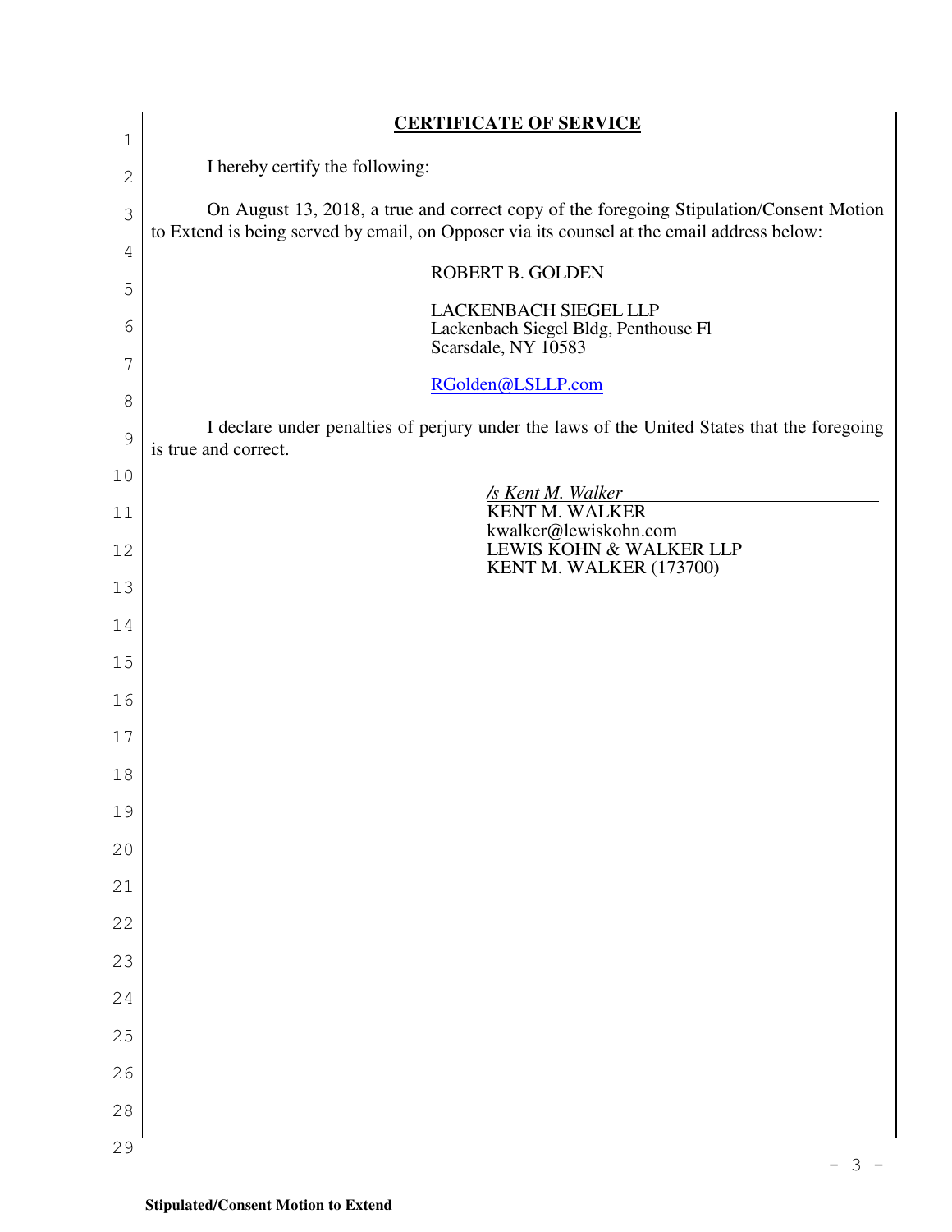**CERTIFICATE OF SERVICE**

I hereby certify the following:

On August 13, 2018, a true and correct copy of the foregoing Stipulation/Consent Motion to Extend is being served by email, on Opposer via its counsel at the email address below:

ROBERT B. GOLDEN

LACKENBACH SIEGEL LLP
Lackenbach Siegel Bldg, Penthouse Fl
Scarsdale, NY 10583

RGolden@LSLLP.com

I declare under penalties of perjury under the laws of the United States that the foregoing is true and correct.

*/s Kent M. Walker*
KENT M. WALKER
kwalker@lewiskohn.com
LEWIS KOHN & WALKER LLP
KENT M. WALKER (173700)

**Stipulated/Consent Motion to Extend**